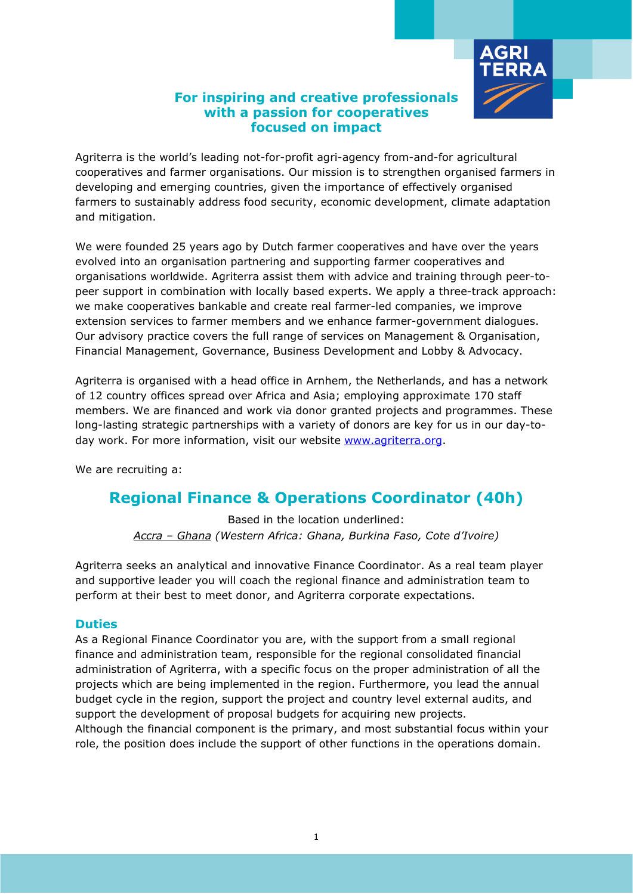## For inspiring and creative professionals with a passion for cooperatives focused on impact

Agriterra is the world's leading not-for-profit agri-agency from-and-for agricultural cooperatives and farmer organisations. Our mission is to strengthen organised farmers in developing and emerging countries, given the importance of effectively organised farmers to sustainably address food security, economic development, climate adaptation and mitigation.

We were founded 25 years ago by Dutch farmer cooperatives and have over the years evolved into an organisation partnering and supporting farmer cooperatives and organisations worldwide. Agriterra assist them with advice and training through peer-to-peer support in combination with locally based experts. We apply a three-track approach: we make cooperatives bankable and create real farmer-led companies, we improve extension services to farmer members and we enhance farmer-government dialogues. Our advisory practice covers the full range of services on Management & Organisation, Financial Management, Governance, Business Development and Lobby & Advocacy.

Agriterra is organised with a head office in Arnhem, the Netherlands, and has a network of 12 country offices spread over Africa and Asia; employing approximate 170 staff members. We are financed and work via donor granted projects and programmes. These long-lasting strategic partnerships with a variety of donors are key for us in our day-to-day work. For more information, visit our website [www.agriterra.org](www.agriterra.org).

We are recruiting a:

# Regional Finance & Operations Coordinator (40h)

Based in the location underlined:
*Accra – Ghana (Western Africa: Ghana, Burkina Faso, Cote d'Ivoire)*

Agriterra seeks an analytical and innovative Finance Coordinator. As a real team player and supportive leader you will coach the regional finance and administration team to perform at their best to meet donor, and Agriterra corporate expectations.

### Duties

As a Regional Finance Coordinator you are, with the support from a small regional finance and administration team, responsible for the regional consolidated financial administration of Agriterra, with a specific focus on the proper administration of all the projects which are being implemented in the region. Furthermore, you lead the annual budget cycle in the region, support the project and country level external audits, and support the development of proposal budgets for acquiring new projects.
Although the financial component is the primary, and most substantial focus within your role, the position does include the support of other functions in the operations domain.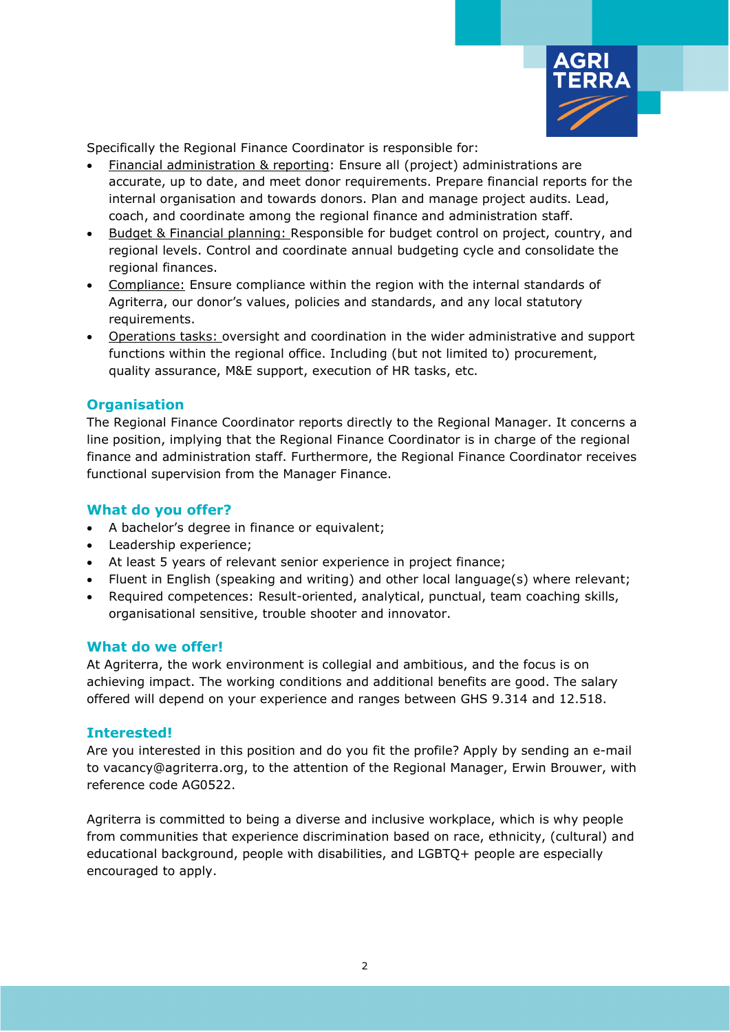Specifically the Regional Finance Coordinator is responsible for:

- Financial administration & reporting: Ensure all (project) administrations are accurate, up to date, and meet donor requirements. Prepare financial reports for the internal organisation and towards donors. Plan and manage project audits. Lead, coach, and coordinate among the regional finance and administration staff.
- Budget & Financial planning: Responsible for budget control on project, country, and regional levels. Control and coordinate annual budgeting cycle and consolidate the regional finances.
- Compliance: Ensure compliance within the region with the internal standards of Agriterra, our donor's values, policies and standards, and any local statutory requirements.
- Operations tasks: oversight and coordination in the wider administrative and support functions within the regional office. Including (but not limited to) procurement, quality assurance, M&E support, execution of HR tasks, etc.

## Organisation

The Regional Finance Coordinator reports directly to the Regional Manager. It concerns a line position, implying that the Regional Finance Coordinator is in charge of the regional finance and administration staff. Furthermore, the Regional Finance Coordinator receives functional supervision from the Manager Finance.

## What do you offer?

- A bachelor's degree in finance or equivalent;
- Leadership experience;
- At least 5 years of relevant senior experience in project finance;
- Fluent in English (speaking and writing) and other local language(s) where relevant;
- Required competences: Result-oriented, analytical, punctual, team coaching skills, organisational sensitive, trouble shooter and innovator.

## What do we offer!

At Agriterra, the work environment is collegial and ambitious, and the focus is on achieving impact. The working conditions and additional benefits are good. The salary offered will depend on your experience and ranges between GHS 9.314 and 12.518.

## Interested!

Are you interested in this position and do you fit the profile? Apply by sending an e-mail to vacancy@agriterra.org, to the attention of the Regional Manager, Erwin Brouwer, with reference code AG0522.

Agriterra is committed to being a diverse and inclusive workplace, which is why people from communities that experience discrimination based on race, ethnicity, (cultural) and educational background, people with disabilities, and LGBTQ+ people are especially encouraged to apply.